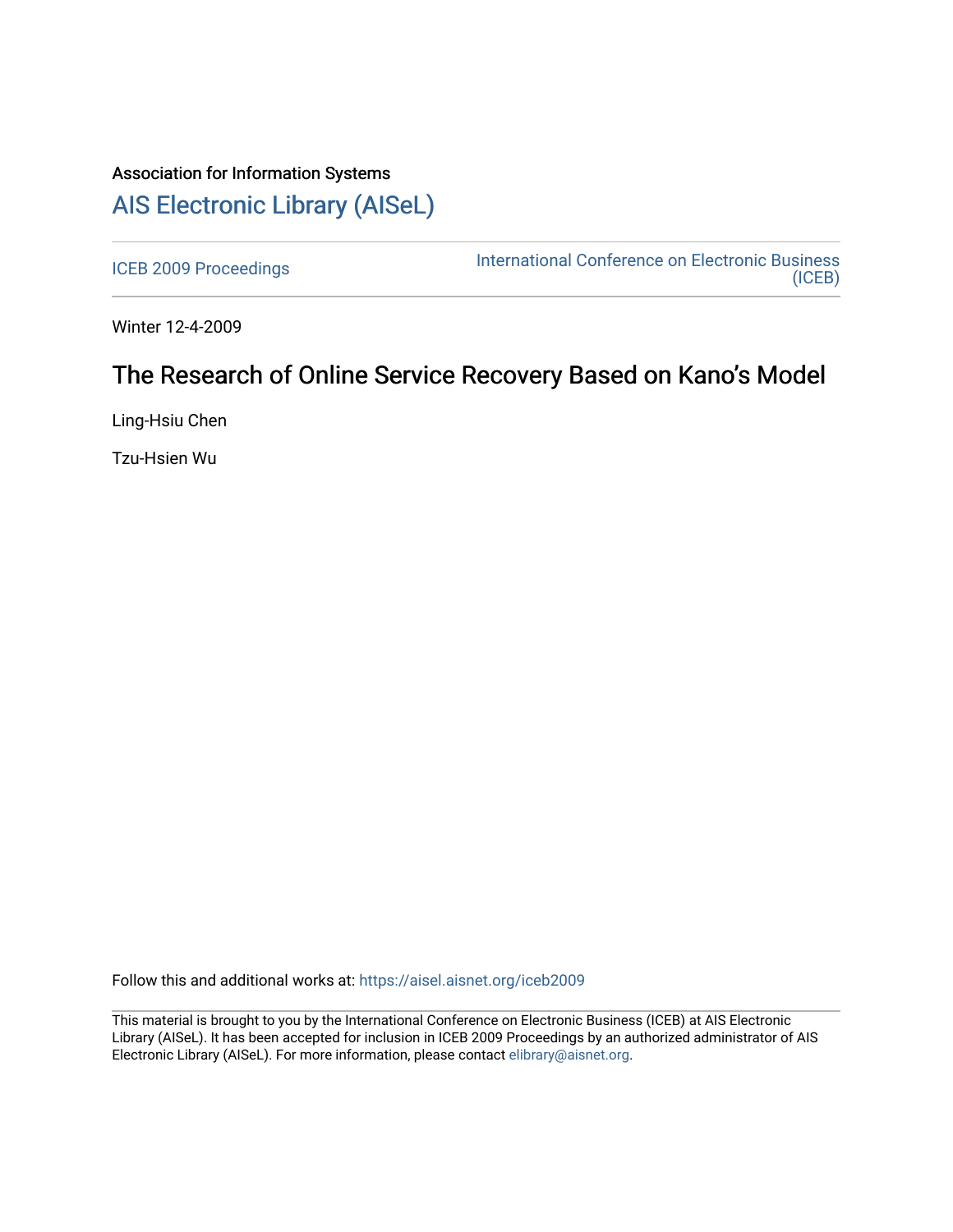Association for Information Systems

# AIS Electronic Library (AISeL)

ICEB 2009 Proceedings

International Conference on Electronic Business (ICEB)

Winter 12-4-2009

## The Research of Online Service Recovery Based on Kano's Model

Ling-Hsiu Chen

Tzu-Hsien Wu

Follow this and additional works at: https://aisel.aisnet.org/iceb2009

This material is brought to you by the International Conference on Electronic Business (ICEB) at AIS Electronic Library (AISeL). It has been accepted for inclusion in ICEB 2009 Proceedings by an authorized administrator of AIS Electronic Library (AISeL). For more information, please contact elibrary@aisnet.org.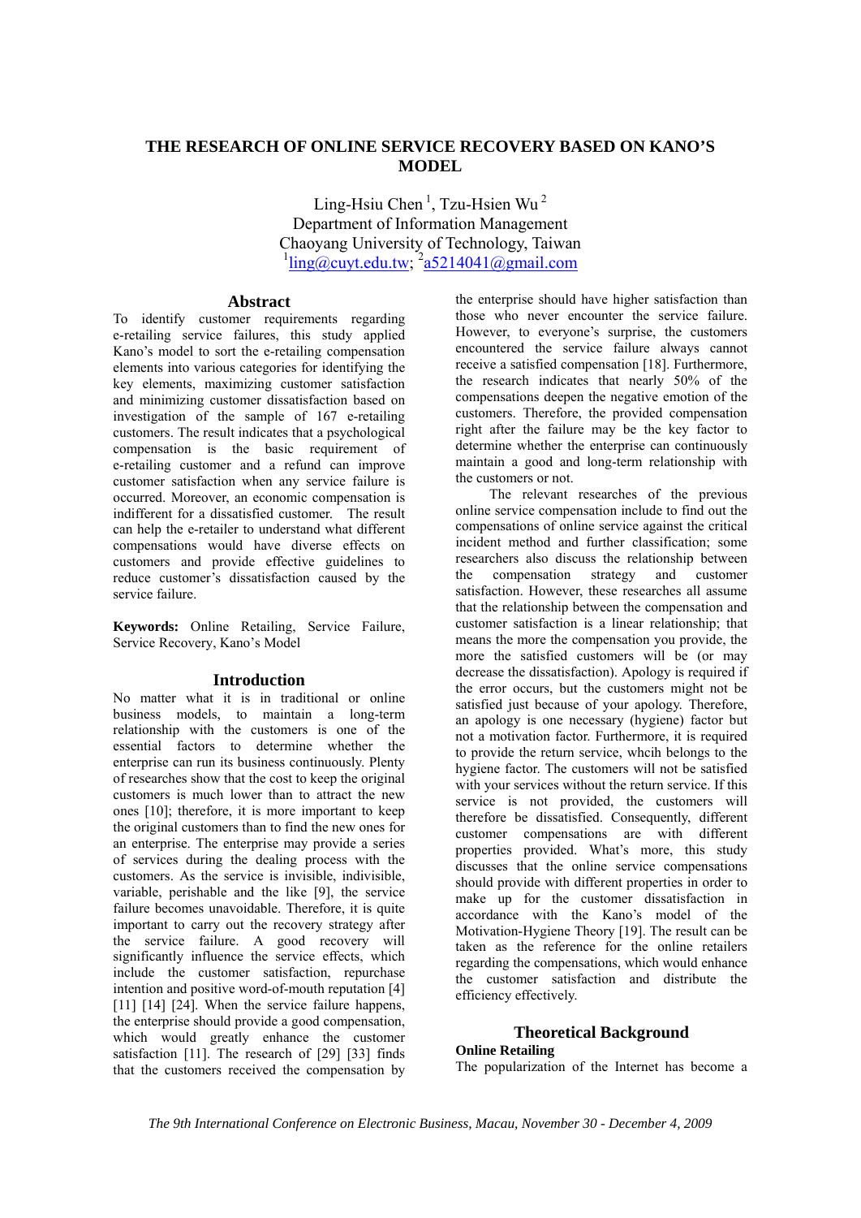# THE RESEARCH OF ONLINE SERVICE RECOVERY BASED ON KANO'S MODEL

Ling-Hsiu Chen [1], Tzu-Hsien Wu [2]
Department of Information Management
Chaoyang University of Technology, Taiwan
[1]ling@cuyt.edu.tw; [2]a5214041@gmail.com

## Abstract

To identify customer requirements regarding e-retailing service failures, this study applied Kano's model to sort the e-retailing compensation elements into various categories for identifying the key elements, maximizing customer satisfaction and minimizing customer dissatisfaction based on investigation of the sample of 167 e-retailing customers. The result indicates that a psychological compensation is the basic requirement of e-retailing customer and a refund can improve customer satisfaction when any service failure is occurred. Moreover, an economic compensation is indifferent for a dissatisfied customer. The result can help the e-retailer to understand what different compensations would have diverse effects on customers and provide effective guidelines to reduce customer's dissatisfaction caused by the service failure.

**Keywords:** Online Retailing, Service Failure, Service Recovery, Kano's Model

## Introduction

No matter what it is in traditional or online business models, to maintain a long-term relationship with the customers is one of the essential factors to determine whether the enterprise can run its business continuously. Plenty of researches show that the cost to keep the original customers is much lower than to attract the new ones [10]; therefore, it is more important to keep the original customers than to find the new ones for an enterprise. The enterprise may provide a series of services during the dealing process with the customers. As the service is invisible, indivisible, variable, perishable and the like [9], the service failure becomes unavoidable. Therefore, it is quite important to carry out the recovery strategy after the service failure. A good recovery will significantly influence the service effects, which include the customer satisfaction, repurchase intention and positive word-of-mouth reputation [4] [11] [14] [24]. When the service failure happens, the enterprise should provide a good compensation, which would greatly enhance the customer satisfaction [11]. The research of [29] [33] finds that the customers received the compensation by the enterprise should have higher satisfaction than those who never encounter the service failure. However, to everyone's surprise, the customers encountered the service failure always cannot receive a satisfied compensation [18]. Furthermore, the research indicates that nearly 50% of the compensations deepen the negative emotion of the customers. Therefore, the provided compensation right after the failure may be the key factor to determine whether the enterprise can continuously maintain a good and long-term relationship with the customers or not.

The relevant researches of the previous online service compensation include to find out the compensations of online service against the critical incident method and further classification; some researchers also discuss the relationship between the compensation strategy and customer satisfaction. However, these researches all assume that the relationship between the compensation and customer satisfaction is a linear relationship; that means the more the compensation you provide, the more the satisfied customers will be (or may decrease the dissatisfaction). Apology is required if the error occurs, but the customers might not be satisfied just because of your apology. Therefore, an apology is one necessary (hygiene) factor but not a motivation factor. Furthermore, it is required to provide the return service, whcih belongs to the hygiene factor. The customers will not be satisfied with your services without the return service. If this service is not provided, the customers will therefore be dissatisfied. Consequently, different customer compensations are with different properties provided. What's more, this study discusses that the online service compensations should provide with different properties in order to make up for the customer dissatisfaction in accordance with the Kano's model of the Motivation-Hygiene Theory [19]. The result can be taken as the reference for the online retailers regarding the compensations, which would enhance the customer satisfaction and distribute the efficiency effectively.

## Theoretical Background

### Online Retailing

The popularization of the Internet has become a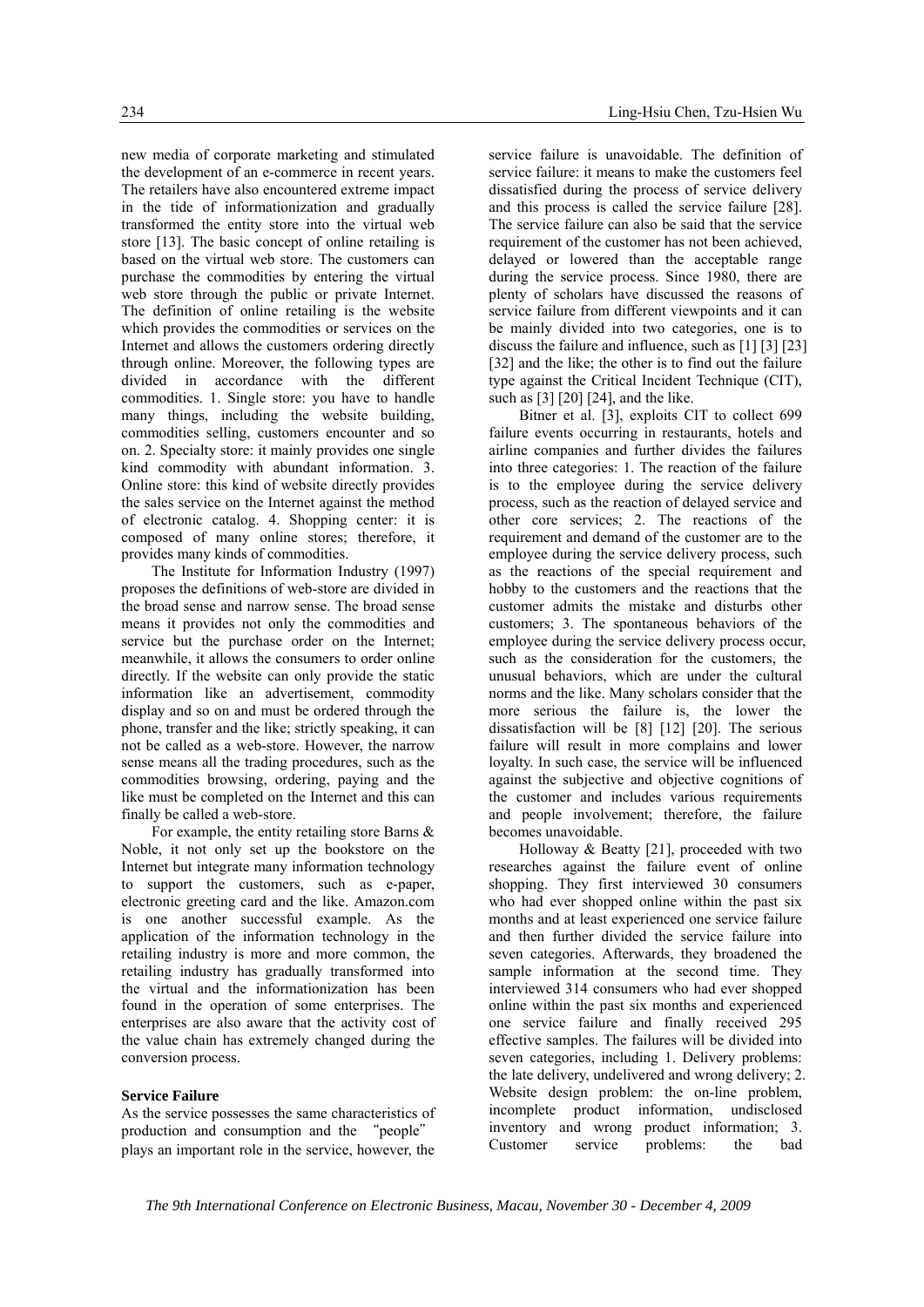new media of corporate marketing and stimulated the development of an e-commerce in recent years. The retailers have also encountered extreme impact in the tide of informationization and gradually transformed the entity store into the virtual web store [13]. The basic concept of online retailing is based on the virtual web store. The customers can purchase the commodities by entering the virtual web store through the public or private Internet. The definition of online retailing is the website which provides the commodities or services on the Internet and allows the customers ordering directly through online. Moreover, the following types are divided in accordance with the different commodities. 1. Single store: you have to handle many things, including the website building, commodities selling, customers encounter and so on. 2. Specialty store: it mainly provides one single kind commodity with abundant information. 3. Online store: this kind of website directly provides the sales service on the Internet against the method of electronic catalog. 4. Shopping center: it is composed of many online stores; therefore, it provides many kinds of commodities.

The Institute for Information Industry (1997) proposes the definitions of web-store are divided in the broad sense and narrow sense. The broad sense means it provides not only the commodities and service but the purchase order on the Internet; meanwhile, it allows the consumers to order online directly. If the website can only provide the static information like an advertisement, commodity display and so on and must be ordered through the phone, transfer and the like; strictly speaking, it can not be called as a web-store. However, the narrow sense means all the trading procedures, such as the commodities browsing, ordering, paying and the like must be completed on the Internet and this can finally be called a web-store.

For example, the entity retailing store Barns & Noble, it not only set up the bookstore on the Internet but integrate many information technology to support the customers, such as e-paper, electronic greeting card and the like. Amazon.com is one another successful example. As the application of the information technology in the retailing industry is more and more common, the retailing industry has gradually transformed into the virtual and the informationization has been found in the operation of some enterprises. The enterprises are also aware that the activity cost of the value chain has extremely changed during the conversion process.

**Service Failure**

As the service possesses the same characteristics of production and consumption and the "people" plays an important role in the service, however, the service failure is unavoidable. The definition of service failure: it means to make the customers feel dissatisfied during the process of service delivery and this process is called the service failure [28]. The service failure can also be said that the service requirement of the customer has not been achieved, delayed or lowered than the acceptable range during the service process. Since 1980, there are plenty of scholars have discussed the reasons of service failure from different viewpoints and it can be mainly divided into two categories, one is to discuss the failure and influence, such as [1] [3] [23] [32] and the like; the other is to find out the failure type against the Critical Incident Technique (CIT), such as [3] [20] [24], and the like.

Bitner et al. [3], exploits CIT to collect 699 failure events occurring in restaurants, hotels and airline companies and further divides the failures into three categories: 1. The reaction of the failure is to the employee during the service delivery process, such as the reaction of delayed service and other core services; 2. The reactions of the requirement and demand of the customer are to the employee during the service delivery process, such as the reactions of the special requirement and hobby to the customers and the reactions that the customer admits the mistake and disturbs other customers; 3. The spontaneous behaviors of the employee during the service delivery process occur, such as the consideration for the customers, the unusual behaviors, which are under the cultural norms and the like. Many scholars consider that the more serious the failure is, the lower the dissatisfaction will be [8] [12] [20]. The serious failure will result in more complains and lower loyalty. In such case, the service will be influenced against the subjective and objective cognitions of the customer and includes various requirements and people involvement; therefore, the failure becomes unavoidable.

Holloway & Beatty [21], proceeded with two researches against the failure event of online shopping. They first interviewed 30 consumers who had ever shopped online within the past six months and at least experienced one service failure and then further divided the service failure into seven categories. Afterwards, they broadened the sample information at the second time. They interviewed 314 consumers who had ever shopped online within the past six months and experienced one service failure and finally received 295 effective samples. The failures will be divided into seven categories, including 1. Delivery problems: the late delivery, undelivered and wrong delivery; 2. Website design problem: the on-line problem, incomplete product information, undisclosed inventory and wrong product information; 3. Customer service problems: the bad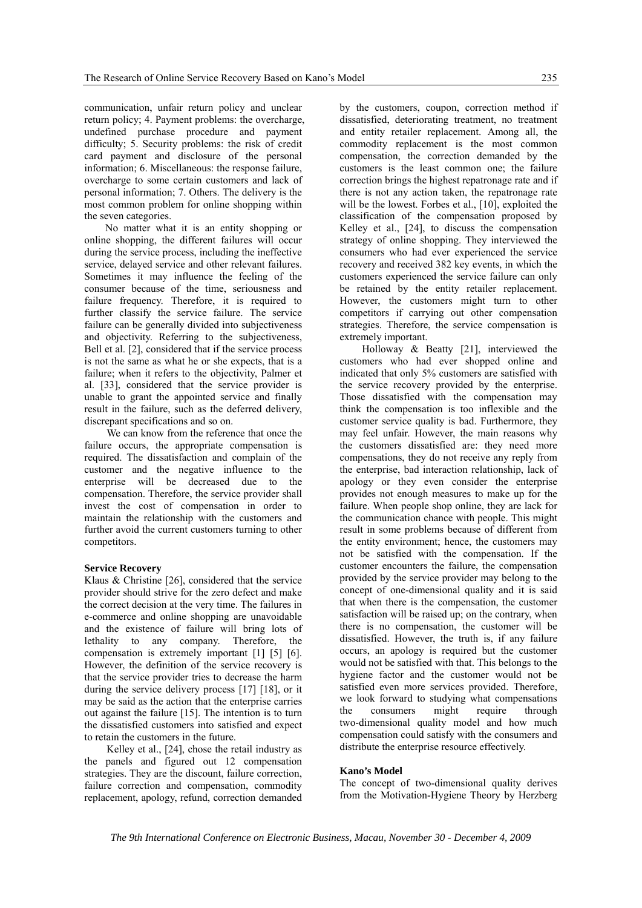communication, unfair return policy and unclear return policy; 4. Payment problems: the overcharge, undefined purchase procedure and payment difficulty; 5. Security problems: the risk of credit card payment and disclosure of the personal information; 6. Miscellaneous: the response failure, overcharge to some certain customers and lack of personal information; 7. Others. The delivery is the most common problem for online shopping within the seven categories.

No matter what it is an entity shopping or online shopping, the different failures will occur during the service process, including the ineffective service, delayed service and other relevant failures. Sometimes it may influence the feeling of the consumer because of the time, seriousness and failure frequency. Therefore, it is required to further classify the service failure. The service failure can be generally divided into subjectiveness and objectivity. Referring to the subjectiveness, Bell et al. [2], considered that if the service process is not the same as what he or she expects, that is a failure; when it refers to the objectivity, Palmer et al. [33], considered that the service provider is unable to grant the appointed service and finally result in the failure, such as the deferred delivery, discrepant specifications and so on.

We can know from the reference that once the failure occurs, the appropriate compensation is required. The dissatisfaction and complain of the customer and the negative influence to the enterprise will be decreased due to the compensation. Therefore, the service provider shall invest the cost of compensation in order to maintain the relationship with the customers and further avoid the current customers turning to other competitors.

**Service Recovery**

Klaus & Christine [26], considered that the service provider should strive for the zero defect and make the correct decision at the very time. The failures in e-commerce and online shopping are unavoidable and the existence of failure will bring lots of lethality to any company. Therefore, the compensation is extremely important [1] [5] [6]. However, the definition of the service recovery is that the service provider tries to decrease the harm during the service delivery process [17] [18], or it may be said as the action that the enterprise carries out against the failure [15]. The intention is to turn the dissatisfied customers into satisfied and expect to retain the customers in the future.

Kelley et al., [24], chose the retail industry as the panels and figured out 12 compensation strategies. They are the discount, failure correction, failure correction and compensation, commodity replacement, apology, refund, correction demanded by the customers, coupon, correction method if dissatisfied, deteriorating treatment, no treatment and entity retailer replacement. Among all, the commodity replacement is the most common compensation, the correction demanded by the customers is the least common one; the failure correction brings the highest repatronage rate and if there is not any action taken, the repatronage rate will be the lowest. Forbes et al., [10], exploited the classification of the compensation proposed by Kelley et al., [24], to discuss the compensation strategy of online shopping. They interviewed the consumers who had ever experienced the service recovery and received 382 key events, in which the customers experienced the service failure can only be retained by the entity retailer replacement. However, the customers might turn to other competitors if carrying out other compensation strategies. Therefore, the service compensation is extremely important.

Holloway & Beatty [21], interviewed the customers who had ever shopped online and indicated that only 5% customers are satisfied with the service recovery provided by the enterprise. Those dissatisfied with the compensation may think the compensation is too inflexible and the customer service quality is bad. Furthermore, they may feel unfair. However, the main reasons why the customers dissatisfied are: they need more compensations, they do not receive any reply from the enterprise, bad interaction relationship, lack of apology or they even consider the enterprise provides not enough measures to make up for the failure. When people shop online, they are lack for the communication chance with people. This might result in some problems because of different from the entity environment; hence, the customers may not be satisfied with the compensation. If the customer encounters the failure, the compensation provided by the service provider may belong to the concept of one-dimensional quality and it is said that when there is the compensation, the customer satisfaction will be raised up; on the contrary, when there is no compensation, the customer will be dissatisfied. However, the truth is, if any failure occurs, an apology is required but the customer would not be satisfied with that. This belongs to the hygiene factor and the customer would not be satisfied even more services provided. Therefore, we look forward to studying what compensations the consumers might require through two-dimensional quality model and how much compensation could satisfy with the consumers and distribute the enterprise resource effectively.

**Kano's Model**

The concept of two-dimensional quality derives from the Motivation-Hygiene Theory by Herzberg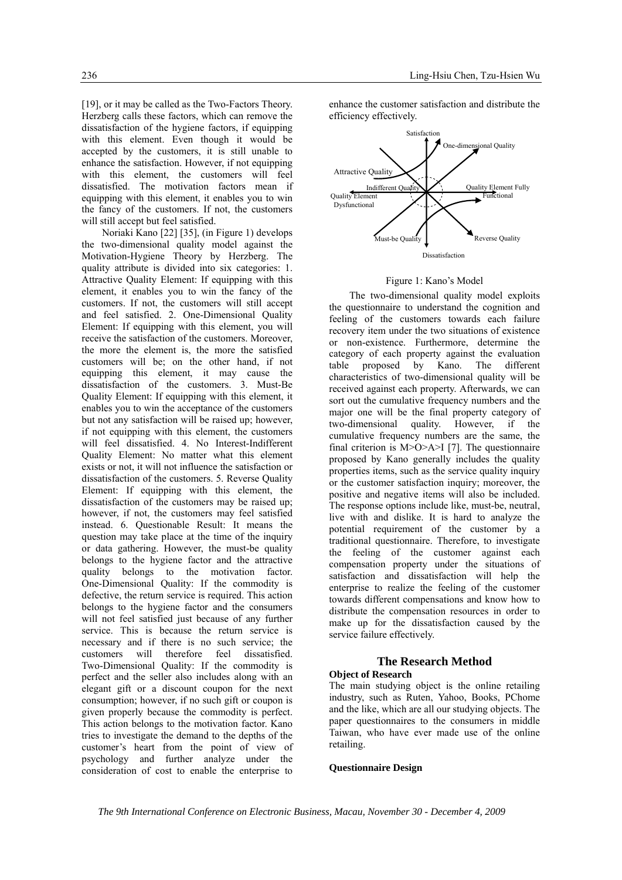[19], or it may be called as the Two-Factors Theory. Herzberg calls these factors, which can remove the dissatisfaction of the hygiene factors, if equipping with this element. Even though it would be accepted by the customers, it is still unable to enhance the satisfaction. However, if not equipping with this element, the customers will feel dissatisfied. The motivation factors mean if equipping with this element, it enables you to win the fancy of the customers. If not, the customers will still accept but feel satisfied.

Noriaki Kano [22] [35], (in Figure 1) develops the two-dimensional quality model against the Motivation-Hygiene Theory by Herzberg. The quality attribute is divided into six categories: 1. Attractive Quality Element: If equipping with this element, it enables you to win the fancy of the customers. If not, the customers will still accept and feel satisfied. 2. One-Dimensional Quality Element: If equipping with this element, you will receive the satisfaction of the customers. Moreover, the more the element is, the more the satisfied customers will be; on the other hand, if not equipping this element, it may cause the dissatisfaction of the customers. 3. Must-Be Quality Element: If equipping with this element, it enables you to win the acceptance of the customers but not any satisfaction will be raised up; however, if not equipping with this element, the customers will feel dissatisfied. 4. No Interest-Indifferent Quality Element: No matter what this element exists or not, it will not influence the satisfaction or dissatisfaction of the customers. 5. Reverse Quality Element: If equipping with this element, the dissatisfaction of the customers may be raised up; however, if not, the customers may feel satisfied instead. 6. Questionable Result: It means the question may take place at the time of the inquiry or data gathering. However, the must-be quality belongs to the hygiene factor and the attractive quality belongs to the motivation factor. One-Dimensional Quality: If the commodity is defective, the return service is required. This action belongs to the hygiene factor and the consumers will not feel satisfied just because of any further service. This is because the return service is necessary and if there is no such service; the customers will therefore feel dissatisfied. Two-Dimensional Quality: If the commodity is perfect and the seller also includes along with an elegant gift or a discount coupon for the next consumption; however, if no such gift or coupon is given properly because the commodity is perfect. This action belongs to the motivation factor. Kano tries to investigate the demand to the depths of the customer's heart from the point of view of psychology and further analyze under the consideration of cost to enable the enterprise to enhance the customer satisfaction and distribute the efficiency effectively.

Figure 1: Kano's Model

The two-dimensional quality model exploits the questionnaire to understand the cognition and feeling of the customers towards each failure recovery item under the two situations of existence or non-existence. Furthermore, determine the category of each property against the evaluation table proposed by Kano. The different characteristics of two-dimensional quality will be received against each property. Afterwards, we can sort out the cumulative frequency numbers and the major one will be the final property category of two-dimensional quality. However, if the cumulative frequency numbers are the same, the final criterion is M>O>A>I [7]. The questionnaire proposed by Kano generally includes the quality properties items, such as the service quality inquiry or the customer satisfaction inquiry; moreover, the positive and negative items will also be included. The response options include like, must-be, neutral, live with and dislike. It is hard to analyze the potential requirement of the customer by a traditional questionnaire. Therefore, to investigate the feeling of the customer against each compensation property under the situations of satisfaction and dissatisfaction will help the enterprise to realize the feeling of the customer towards different compensations and know how to distribute the compensation resources in order to make up for the dissatisfaction caused by the service failure effectively.

## The Research Method

### Object of Research

The main studying object is the online retailing industry, such as Ruten, Yahoo, Books, PChome and the like, which are all our studying objects. The paper questionnaires to the consumers in middle Taiwan, who have ever made use of the online retailing.

### Questionnaire Design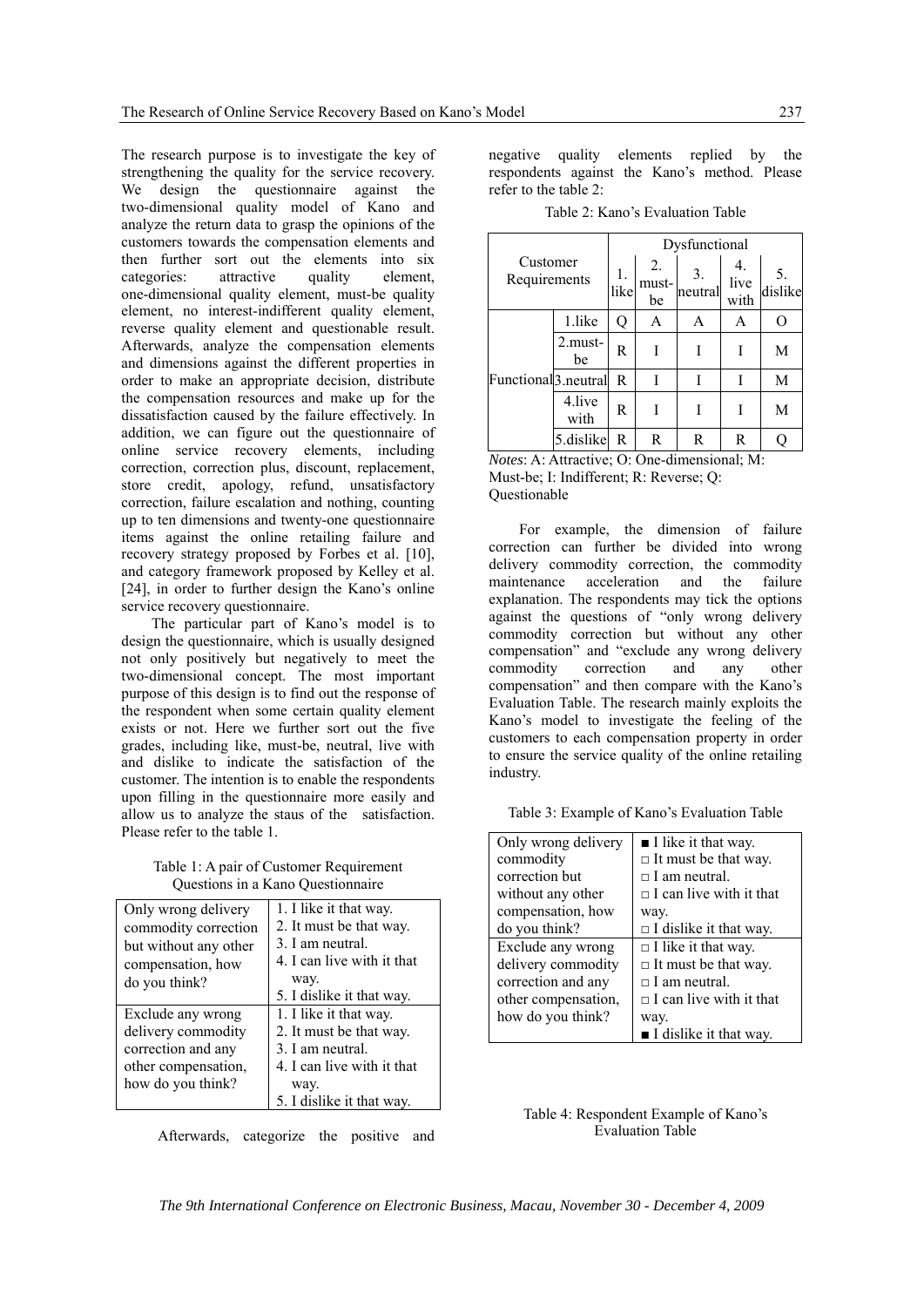The research purpose is to investigate the key of strengthening the quality for the service recovery. We design the questionnaire against the two-dimensional quality model of Kano and analyze the return data to grasp the opinions of the customers towards the compensation elements and then further sort out the elements into six categories: attractive quality element, one-dimensional quality element, must-be quality element, no interest-indifferent quality element, reverse quality element and questionable result. Afterwards, analyze the compensation elements and dimensions against the different properties in order to make an appropriate decision, distribute the compensation resources and make up for the dissatisfaction caused by the failure effectively. In addition, we can figure out the questionnaire of online service recovery elements, including correction, correction plus, discount, replacement, store credit, apology, refund, unsatisfactory correction, failure escalation and nothing, counting up to ten dimensions and twenty-one questionnaire items against the online retailing failure and recovery strategy proposed by Forbes et al. [10], and category framework proposed by Kelley et al. [24], in order to further design the Kano's online service recovery questionnaire.

The particular part of Kano's model is to design the questionnaire, which is usually designed not only positively but negatively to meet the two-dimensional concept. The most important purpose of this design is to find out the response of the respondent when some certain quality element exists or not. Here we further sort out the five grades, including like, must-be, neutral, live with and dislike to indicate the satisfaction of the customer. The intention is to enable the respondents upon filling in the questionnaire more easily and allow us to analyze the staus of the satisfaction. Please refer to the table 1.

Table 1: A pair of Customer Requirement Questions in a Kano Questionnaire

| | |
|---|---|
| Only wrong delivery commodity correction but without any other compensation, how do you think? | 1. I like it that way.<br>2. It must be that way.<br>3. I am neutral.<br>4. I can live with it that way.<br>5. I dislike it that way. |
| Exclude any wrong delivery commodity correction and any other compensation, how do you think? | 1. I like it that way.<br>2. It must be that way.<br>3. I am neutral.<br>4. I can live with it that way.<br>5. I dislike it that way. |

Afterwards, categorize the positive and negative quality elements replied by the respondents against the Kano's method. Please refer to the table 2:

Table 2: Kano's Evaluation Table

| Customer Requirements | | Dysfunctional | | | | |
|---|---|---|---|---|---|---|
| | | 1. like | 2. must-be | 3. neutral | 4. live with | 5. dislike |
| Functional | 1.like | Q | A | A | A | O |
| | 2.must-be | R | I | I | I | M |
| | 3.neutral | R | I | I | I | M |
| | 4.live with | R | I | I | I | M |
| | 5.dislike | R | R | R | R | Q |

*Notes*: A: Attractive; O: One-dimensional; M: Must-be; I: Indifferent; R: Reverse; Q: Questionable

For example, the dimension of failure correction can further be divided into wrong delivery commodity correction, the commodity maintenance acceleration and the failure explanation. The respondents may tick the options against the questions of "only wrong delivery commodity correction but without any other compensation" and "exclude any wrong delivery commodity correction and any other compensation" and then compare with the Kano's Evaluation Table. The research mainly exploits the Kano's model to investigate the feeling of the customers to each compensation property in order to ensure the service quality of the online retailing industry.

Table 3: Example of Kano's Evaluation Table

| | |
|---|---|
| Only wrong delivery commodity correction but without any other compensation, how do you think? | ■ I like it that way.<br>□ It must be that way.<br>□ I am neutral.<br>□ I can live with it that way.<br>□ I dislike it that way. |
| Exclude any wrong delivery commodity correction and any other compensation, how do you think? | □ I like it that way.<br>□ It must be that way.<br>□ I am neutral.<br>□ I can live with it that way.<br>■ I dislike it that way. |

Table 4: Respondent Example of Kano's Evaluation Table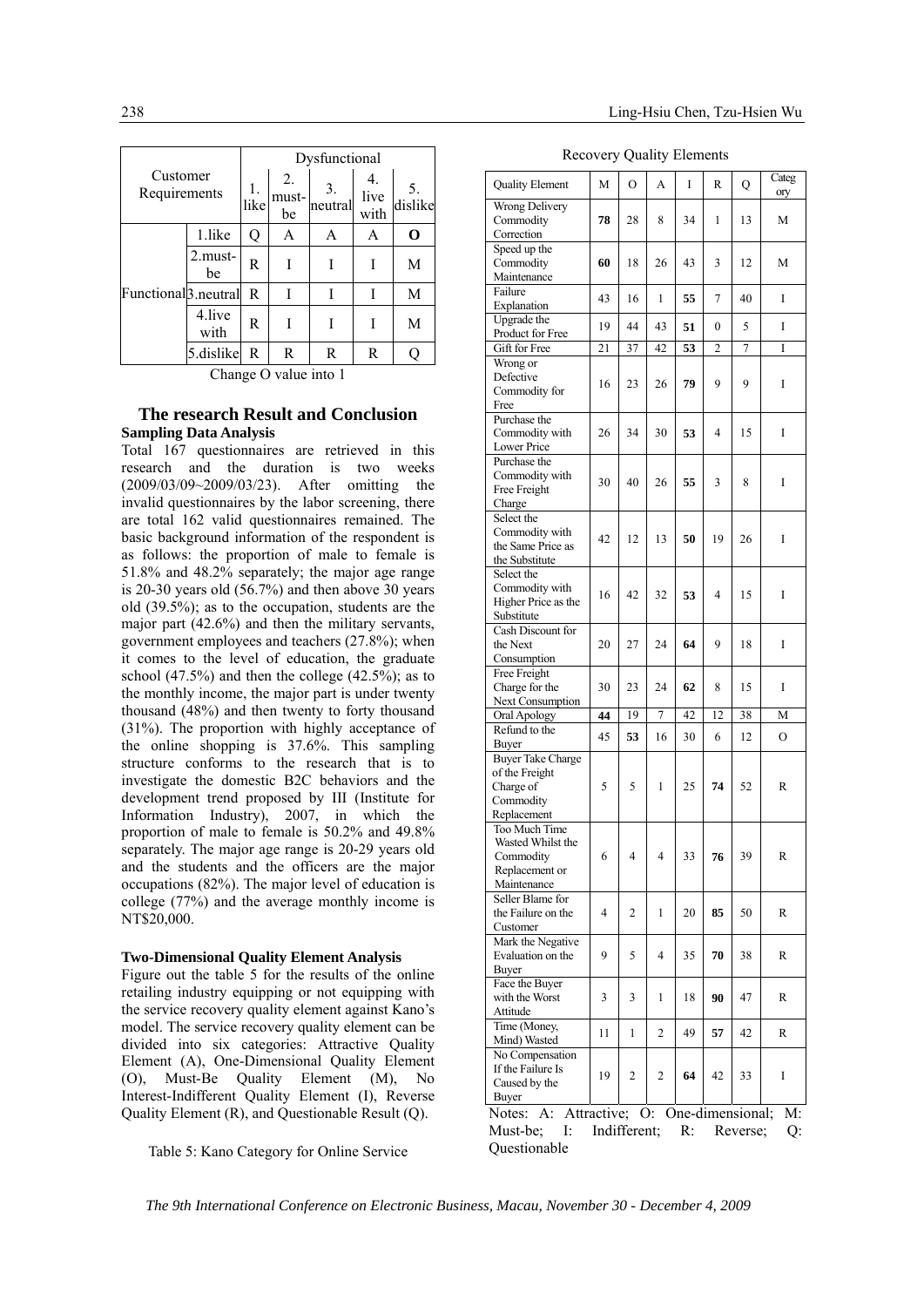| Customer Requirements | | Dysfunctional | | | | |
|---|---|---|---|---|---|---|
| | | 1. like | 2. must-be | 3. neutral | 4. live with | 5. dislike |
| Functional | 1.like | Q | A | A | A | **O** |
| | 2.must-be | R | I | I | I | M |
| | 3.neutral | R | I | I | I | M |
| | 4.live with | R | I | I | I | M |
| | 5.dislike | R | R | R | R | Q |

Change O value into 1

## The research Result and Conclusion

### Sampling Data Analysis

Total 167 questionnaires are retrieved in this research and the duration is two weeks (2009/03/09~2009/03/23). After omitting the invalid questionnaires by the labor screening, there are total 162 valid questionnaires remained. The basic background information of the respondent is as follows: the proportion of male to female is 51.8% and 48.2% separately; the major age range is 20-30 years old (56.7%) and then above 30 years old (39.5%); as to the occupation, students are the major part (42.6%) and then the military servants, government employees and teachers (27.8%); when it comes to the level of education, the graduate school (47.5%) and then the college (42.5%); as to the monthly income, the major part is under twenty thousand (48%) and then twenty to forty thousand (31%). The proportion with highly acceptance of the online shopping is 37.6%. This sampling structure conforms to the research that is to investigate the domestic B2C behaviors and the development trend proposed by III (Institute for Information Industry), 2007, in which the proportion of male to female is 50.2% and 49.8% separately. The major age range is 20-29 years old and the students and the officers are the major occupations (82%). The major level of education is college (77%) and the average monthly income is NT$20,000.

### Two-Dimensional Quality Element Analysis

Figure out the table 5 for the results of the online retailing industry equipping or not equipping with the service recovery quality element against Kano's model. The service recovery quality element can be divided into six categories: Attractive Quality Element (A), One-Dimensional Quality Element (O), Must-Be Quality Element (M), No Interest-Indifferent Quality Element (I), Reverse Quality Element (R), and Questionable Result (Q).

Table 5: Kano Category for Online Service Recovery Quality Elements

| Quality Element | M | O | A | I | R | Q | Category |
|---|---|---|---|---|---|---|---|
| Wrong Delivery Commodity Correction | **78** | 28 | 8 | 34 | 1 | 13 | M |
| Speed up the Commodity Maintenance | **60** | 18 | 26 | 43 | 3 | 12 | M |
| Failure Explanation | 43 | 16 | 1 | **55** | 7 | 40 | I |
| Upgrade the Product for Free | 19 | 44 | 43 | **51** | 0 | 5 | I |
| Gift for Free | 21 | 37 | 42 | **53** | 2 | 7 | I |
| Wrong or Defective Commodity for Free | 16 | 23 | 26 | **79** | 9 | 9 | I |
| Purchase the Commodity with Lower Price | 26 | 34 | 30 | **53** | 4 | 15 | I |
| Purchase the Commodity with Free Freight Charge | 30 | 40 | 26 | **55** | 3 | 8 | I |
| Select the Commodity with the Same Price as the Substitute | 42 | 12 | 13 | **50** | 19 | 26 | I |
| Select the Commodity with Higher Price as the Substitute | 16 | 42 | 32 | **53** | 4 | 15 | I |
| Cash Discount for the Next Consumption | 20 | 27 | 24 | **64** | 9 | 18 | I |
| Free Freight Charge for the Next Consumption | 30 | 23 | 24 | **62** | 8 | 15 | I |
| Oral Apology | **44** | 19 | 7 | 42 | 12 | 38 | M |
| Refund to the Buyer | 45 | **53** | 16 | 30 | 6 | 12 | O |
| Buyer Take Charge of the Freight Charge of Commodity Replacement | 5 | 5 | 1 | 25 | **74** | 52 | R |
| Too Much Time Wasted Whilst the Commodity Replacement or Maintenance | 6 | 4 | 4 | 33 | **76** | 39 | R |
| Seller Blame for the Failure on the Customer | 4 | 2 | 1 | 20 | **85** | 50 | R |
| Mark the Negative Evaluation on the Buyer | 9 | 5 | 4 | 35 | **70** | 38 | R |
| Face the Buyer with the Worst Attitude | 3 | 3 | 1 | 18 | **90** | 47 | R |
| Time (Money, Mind) Wasted | 11 | 1 | 2 | 49 | **57** | 42 | R |
| No Compensation If the Failure Is Caused by the Buyer | 19 | 2 | 2 | **64** | 42 | 33 | I |

Notes: A: Attractive; O: One-dimensional; M: Must-be; I: Indifferent; R: Reverse; Q: Questionable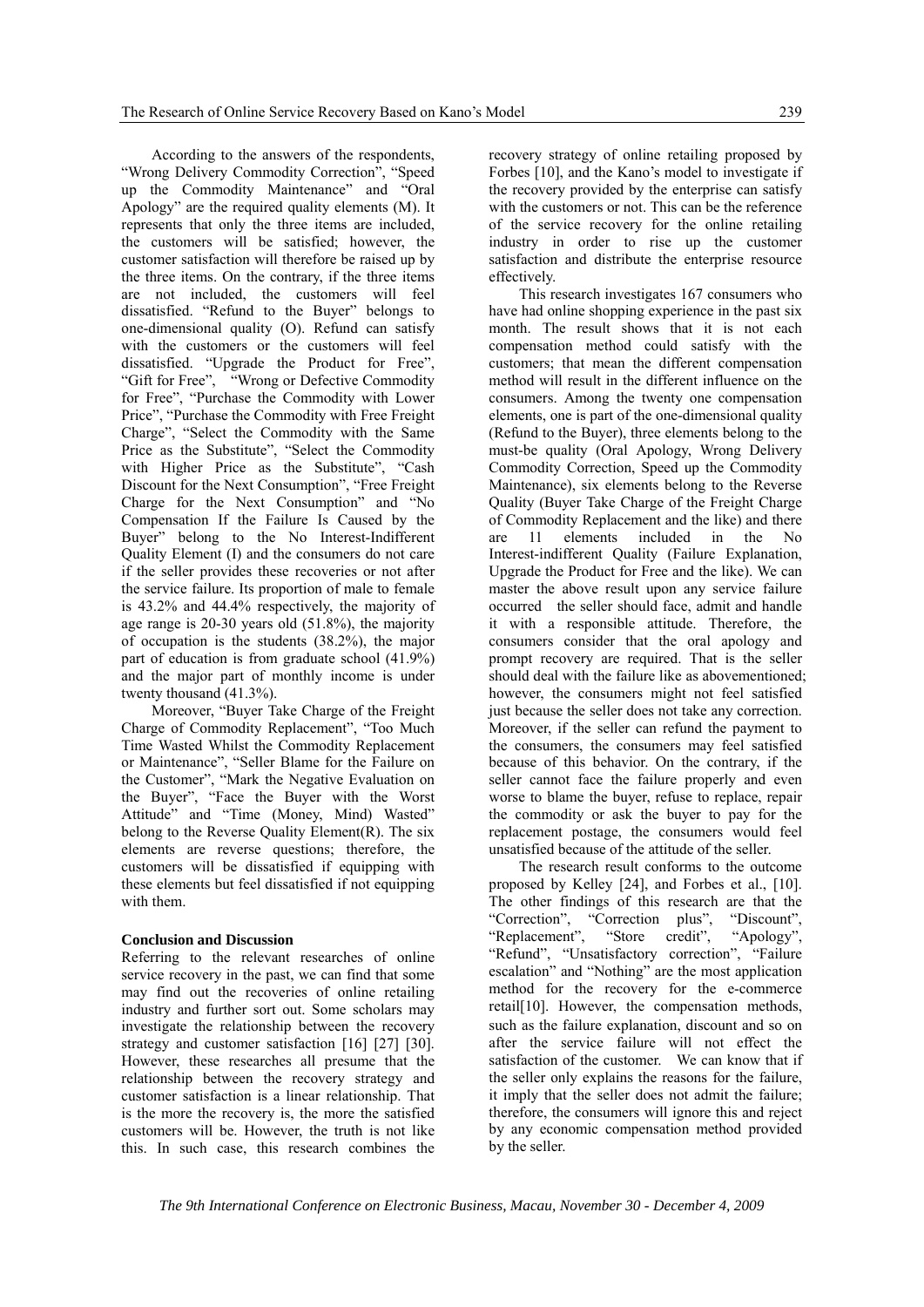According to the answers of the respondents, "Wrong Delivery Commodity Correction", "Speed up the Commodity Maintenance" and "Oral Apology" are the required quality elements (M). It represents that only the three items are included, the customers will be satisfied; however, the customer satisfaction will therefore be raised up by the three items. On the contrary, if the three items are not included, the customers will feel dissatisfied. "Refund to the Buyer" belongs to one-dimensional quality (O). Refund can satisfy with the customers or the customers will feel dissatisfied. "Upgrade the Product for Free", "Gift for Free", "Wrong or Defective Commodity for Free", "Purchase the Commodity with Lower Price", "Purchase the Commodity with Free Freight Charge", "Select the Commodity with the Same Price as the Substitute", "Select the Commodity with Higher Price as the Substitute", "Cash Discount for the Next Consumption", "Free Freight Charge for the Next Consumption" and "No Compensation If the Failure Is Caused by the Buyer" belong to the No Interest-Indifferent Quality Element (I) and the consumers do not care if the seller provides these recoveries or not after the service failure. Its proportion of male to female is 43.2% and 44.4% respectively, the majority of age range is 20-30 years old (51.8%), the majority of occupation is the students (38.2%), the major part of education is from graduate school (41.9%) and the major part of monthly income is under twenty thousand (41.3%).

Moreover, "Buyer Take Charge of the Freight Charge of Commodity Replacement", "Too Much Time Wasted Whilst the Commodity Replacement or Maintenance", "Seller Blame for the Failure on the Customer", "Mark the Negative Evaluation on the Buyer", "Face the Buyer with the Worst Attitude" and "Time (Money, Mind) Wasted" belong to the Reverse Quality Element(R). The six elements are reverse questions; therefore, the customers will be dissatisfied if equipping with these elements but feel dissatisfied if not equipping with them.

### Conclusion and Discussion

Referring to the relevant researches of online service recovery in the past, we can find that some may find out the recoveries of online retailing industry and further sort out. Some scholars may investigate the relationship between the recovery strategy and customer satisfaction [16] [27] [30]. However, these researches all presume that the relationship between the recovery strategy and customer satisfaction is a linear relationship. That is the more the recovery is, the more the satisfied customers will be. However, the truth is not like this. In such case, this research combines the recovery strategy of online retailing proposed by Forbes [10], and the Kano's model to investigate if the recovery provided by the enterprise can satisfy with the customers or not. This can be the reference of the service recovery for the online retailing industry in order to rise up the customer satisfaction and distribute the enterprise resource effectively.

This research investigates 167 consumers who have had online shopping experience in the past six month. The result shows that it is not each compensation method could satisfy with the customers; that mean the different compensation method will result in the different influence on the consumers. Among the twenty one compensation elements, one is part of the one-dimensional quality (Refund to the Buyer), three elements belong to the must-be quality (Oral Apology, Wrong Delivery Commodity Correction, Speed up the Commodity Maintenance), six elements belong to the Reverse Quality (Buyer Take Charge of the Freight Charge of Commodity Replacement and the like) and there are 11 elements included in the No Interest-indifferent Quality (Failure Explanation, Upgrade the Product for Free and the like). We can master the above result upon any service failure occurred the seller should face, admit and handle it with a responsible attitude. Therefore, the consumers consider that the oral apology and prompt recovery are required. That is the seller should deal with the failure like as abovementioned; however, the consumers might not feel satisfied just because the seller does not take any correction. Moreover, if the seller can refund the payment to the consumers, the consumers may feel satisfied because of this behavior. On the contrary, if the seller cannot face the failure properly and even worse to blame the buyer, refuse to replace, repair the commodity or ask the buyer to pay for the replacement postage, the consumers would feel unsatisfied because of the attitude of the seller.

The research result conforms to the outcome proposed by Kelley [24], and Forbes et al., [10]. The other findings of this research are that the "Correction", "Correction plus", "Discount", "Replacement", "Store credit", "Apology", "Refund", "Unsatisfactory correction", "Failure escalation" and "Nothing" are the most application method for the recovery for the e-commerce retail[10]. However, the compensation methods, such as the failure explanation, discount and so on after the service failure will not effect the satisfaction of the customer. We can know that if the seller only explains the reasons for the failure, it imply that the seller does not admit the failure; therefore, the consumers will ignore this and reject by any economic compensation method provided by the seller.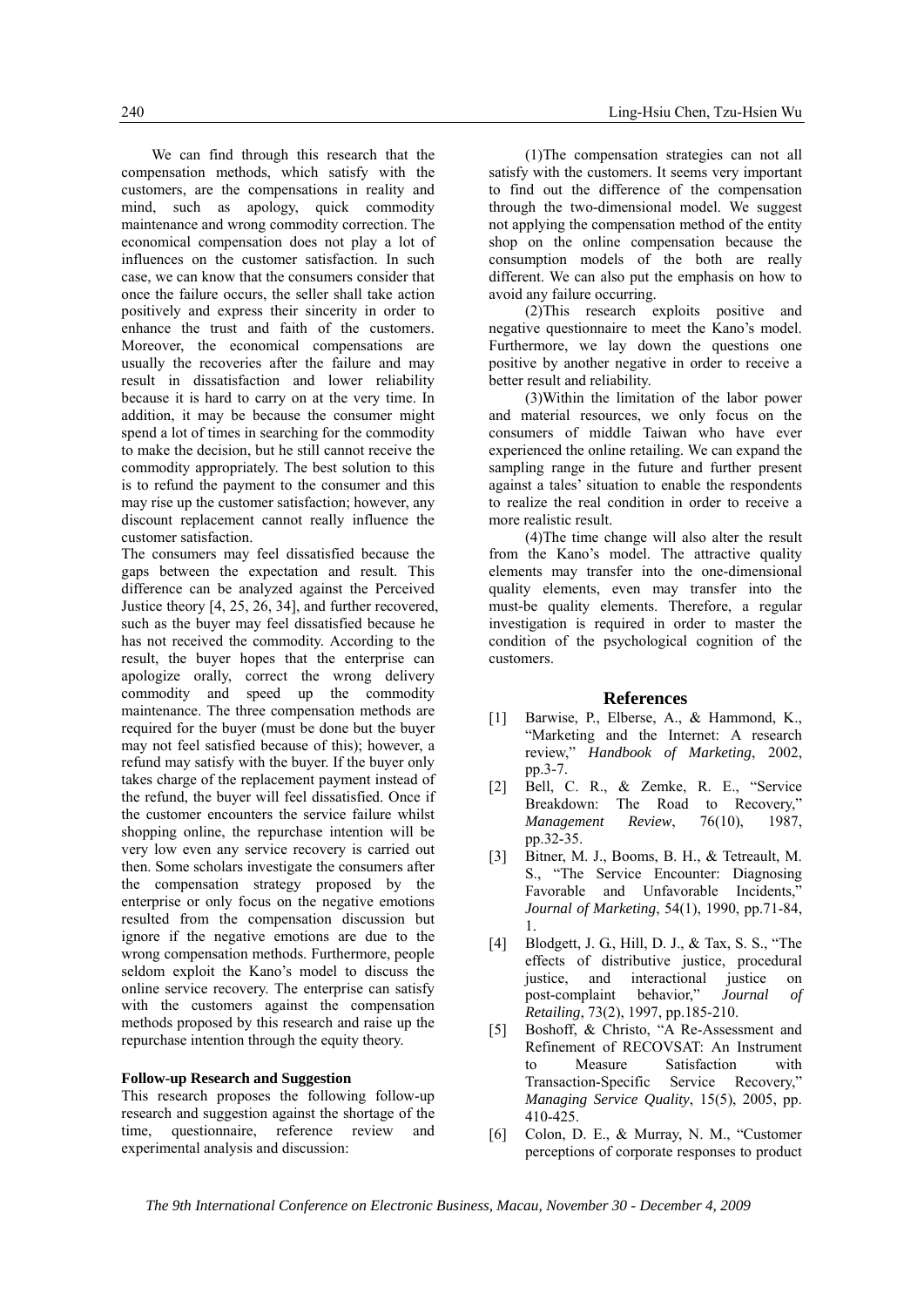We can find through this research that the compensation methods, which satisfy with the customers, are the compensations in reality and mind, such as apology, quick commodity maintenance and wrong commodity correction. The economical compensation does not play a lot of influences on the customer satisfaction. In such case, we can know that the consumers consider that once the failure occurs, the seller shall take action positively and express their sincerity in order to enhance the trust and faith of the customers. Moreover, the economical compensations are usually the recoveries after the failure and may result in dissatisfaction and lower reliability because it is hard to carry on at the very time. In addition, it may be because the consumer might spend a lot of times in searching for the commodity to make the decision, but he still cannot receive the commodity appropriately. The best solution to this is to refund the payment to the consumer and this may rise up the customer satisfaction; however, any discount replacement cannot really influence the customer satisfaction.

The consumers may feel dissatisfied because the gaps between the expectation and result. This difference can be analyzed against the Perceived Justice theory [4, 25, 26, 34], and further recovered, such as the buyer may feel dissatisfied because he has not received the commodity. According to the result, the buyer hopes that the enterprise can apologize orally, correct the wrong delivery commodity and speed up the commodity maintenance. The three compensation methods are required for the buyer (must be done but the buyer may not feel satisfied because of this); however, a refund may satisfy with the buyer. If the buyer only takes charge of the replacement payment instead of the refund, the buyer will feel dissatisfied. Once if the customer encounters the service failure whilst shopping online, the repurchase intention will be very low even any service recovery is carried out then. Some scholars investigate the consumers after the compensation strategy proposed by the enterprise or only focus on the negative emotions resulted from the compensation discussion but ignore if the negative emotions are due to the wrong compensation methods. Furthermore, people seldom exploit the Kano's model to discuss the online service recovery. The enterprise can satisfy with the customers against the compensation methods proposed by this research and raise up the repurchase intention through the equity theory.

**Follow-up Research and Suggestion**

This research proposes the following follow-up research and suggestion against the shortage of the time, questionnaire, reference review and experimental analysis and discussion:

(1)The compensation strategies can not all satisfy with the customers. It seems very important to find out the difference of the compensation through the two-dimensional model. We suggest not applying the compensation method of the entity shop on the online compensation because the consumption models of the both are really different. We can also put the emphasis on how to avoid any failure occurring.

(2)This research exploits positive and negative questionnaire to meet the Kano's model. Furthermore, we lay down the questions one positive by another negative in order to receive a better result and reliability.

(3)Within the limitation of the labor power and material resources, we only focus on the consumers of middle Taiwan who have ever experienced the online retailing. We can expand the sampling range in the future and further present against a tales' situation to enable the respondents to realize the real condition in order to receive a more realistic result.

(4)The time change will also alter the result from the Kano's model. The attractive quality elements may transfer into the one-dimensional quality elements, even may transfer into the must-be quality elements. Therefore, a regular investigation is required in order to master the condition of the psychological cognition of the customers.

## References

[1] Barwise, P., Elberse, A., & Hammond, K., "Marketing and the Internet: A research review," *Handbook of Marketing*, 2002, pp.3-7.

[2] Bell, C. R., & Zemke, R. E., "Service Breakdown: The Road to Recovery," *Management Review*, 76(10), 1987, pp.32-35.

[3] Bitner, M. J., Booms, B. H., & Tetreault, M. S., "The Service Encounter: Diagnosing Favorable and Unfavorable Incidents," *Journal of Marketing*, 54(1), 1990, pp.71-84, 1.

[4] Blodgett, J. G., Hill, D. J., & Tax, S. S., "The effects of distributive justice, procedural justice, and interactional justice on post-complaint behavior," *Journal of Retailing*, 73(2), 1997, pp.185-210.

[5] Boshoff, & Christo, "A Re-Assessment and Refinement of RECOVSAT: An Instrument to Measure Satisfaction with Transaction-Specific Service Recovery," *Managing Service Quality*, 15(5), 2005, pp. 410-425.

[6] Colon, D. E., & Murray, N. M., "Customer perceptions of corporate responses to product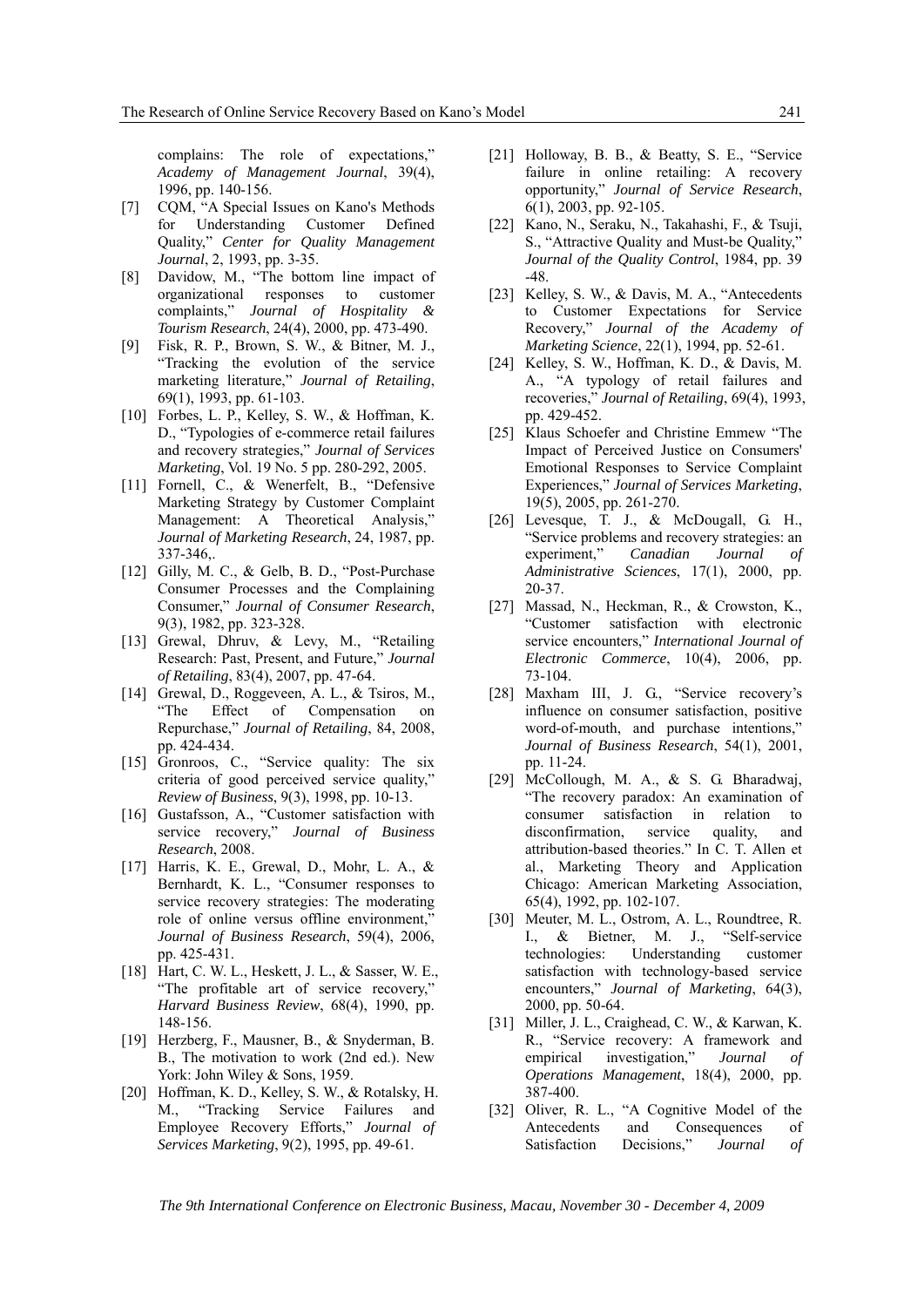complains: The role of expectations," *Academy of Management Journal*, 39(4), 1996, pp. 140-156.

[7] CQM, "A Special Issues on Kano's Methods for Understanding Customer Defined Quality," *Center for Quality Management Journal*, 2, 1993, pp. 3-35.

[8] Davidow, M., "The bottom line impact of organizational responses to customer complaints," *Journal of Hospitality & Tourism Research*, 24(4), 2000, pp. 473-490.

[9] Fisk, R. P., Brown, S. W., & Bitner, M. J., "Tracking the evolution of the service marketing literature," *Journal of Retailing*, 69(1), 1993, pp. 61-103.

[10] Forbes, L. P., Kelley, S. W., & Hoffman, K. D., "Typologies of e-commerce retail failures and recovery strategies," *Journal of Services Marketing*, Vol. 19 No. 5 pp. 280-292, 2005.

[11] Fornell, C., & Wenerfelt, B., "Defensive Marketing Strategy by Customer Complaint Management: A Theoretical Analysis," *Journal of Marketing Research*, 24, 1987, pp. 337-346,.

[12] Gilly, M. C., & Gelb, B. D., "Post-Purchase Consumer Processes and the Complaining Consumer," *Journal of Consumer Research*, 9(3), 1982, pp. 323-328.

[13] Grewal, Dhruv, & Levy, M., "Retailing Research: Past, Present, and Future," *Journal of Retailing*, 83(4), 2007, pp. 47-64.

[14] Grewal, D., Roggeveen, A. L., & Tsiros, M., "The Effect of Compensation on Repurchase," *Journal of Retailing*, 84, 2008, pp. 424-434.

[15] Gronroos, C., "Service quality: The six criteria of good perceived service quality," *Review of Business*, 9(3), 1998, pp. 10-13.

[16] Gustafsson, A., "Customer satisfaction with service recovery," *Journal of Business Research*, 2008.

[17] Harris, K. E., Grewal, D., Mohr, L. A., & Bernhardt, K. L., "Consumer responses to service recovery strategies: The moderating role of online versus offline environment," *Journal of Business Research*, 59(4), 2006, pp. 425-431.

[18] Hart, C. W. L., Heskett, J. L., & Sasser, W. E., "The profitable art of service recovery," *Harvard Business Review*, 68(4), 1990, pp. 148-156.

[19] Herzberg, F., Mausner, B., & Snyderman, B. B., The motivation to work (2nd ed.). New York: John Wiley & Sons, 1959.

[20] Hoffman, K. D., Kelley, S. W., & Rotalsky, H. M., "Tracking Service Failures and Employee Recovery Efforts," *Journal of Services Marketing*, 9(2), 1995, pp. 49-61.

[21] Holloway, B. B., & Beatty, S. E., "Service failure in online retailing: A recovery opportunity," *Journal of Service Research*, 6(1), 2003, pp. 92-105.

[22] Kano, N., Seraku, N., Takahashi, F., & Tsuji, S., "Attractive Quality and Must-be Quality," *Journal of the Quality Control*, 1984, pp. 39-48.

[23] Kelley, S. W., & Davis, M. A., "Antecedents to Customer Expectations for Service Recovery," *Journal of the Academy of Marketing Science*, 22(1), 1994, pp. 52-61.

[24] Kelley, S. W., Hoffman, K. D., & Davis, M. A., "A typology of retail failures and recoveries," *Journal of Retailing*, 69(4), 1993, pp. 429-452.

[25] Klaus Schoefer and Christine Emmew "The Impact of Perceived Justice on Consumers' Emotional Responses to Service Complaint Experiences," *Journal of Services Marketing*, 19(5), 2005, pp. 261-270.

[26] Levesque, T. J., & McDougall, G. H., "Service problems and recovery strategies: an experiment," *Canadian Journal of Administrative Sciences*, 17(1), 2000, pp. 20-37.

[27] Massad, N., Heckman, R., & Crowston, K., "Customer satisfaction with electronic service encounters," *International Journal of Electronic Commerce*, 10(4), 2006, pp. 73-104.

[28] Maxham III, J. G., "Service recovery's influence on consumer satisfaction, positive word-of-mouth, and purchase intentions," *Journal of Business Research*, 54(1), 2001, pp. 11-24.

[29] McCollough, M. A., & S. G. Bharadwaj, "The recovery paradox: An examination of consumer satisfaction in relation to disconfirmation, service quality, and attribution-based theories." In C. T. Allen et al., Marketing Theory and Application Chicago: American Marketing Association, 65(4), 1992, pp. 102-107.

[30] Meuter, M. L., Ostrom, A. L., Roundtree, R. I., & Bietner, M. J., "Self-service technologies: Understanding customer satisfaction with technology-based service encounters," *Journal of Marketing*, 64(3), 2000, pp. 50-64.

[31] Miller, J. L., Craighead, C. W., & Karwan, K. R., "Service recovery: A framework and empirical investigation," *Journal of Operations Management*, 18(4), 2000, pp. 387-400.

[32] Oliver, R. L., "A Cognitive Model of the Antecedents and Consequences of Satisfaction Decisions," *Journal of*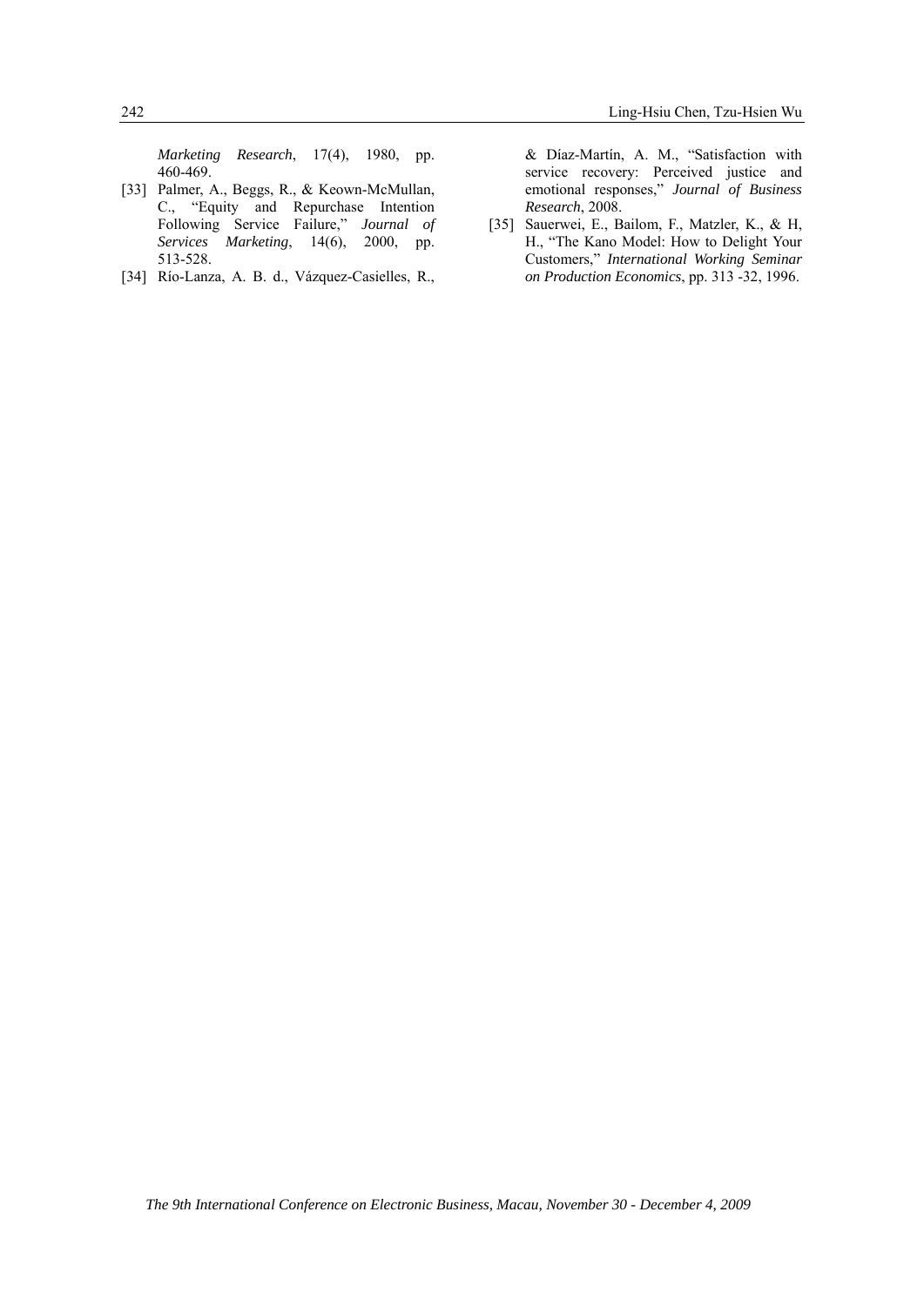*Marketing Research*, 17(4), 1980, pp. 460-469.

[33] Palmer, A., Beggs, R., & Keown-McMullan, C., "Equity and Repurchase Intention Following Service Failure," *Journal of Services Marketing*, 14(6), 2000, pp. 513-528.

[34] Río-Lanza, A. B. d., Vázquez-Casielles, R., & Díaz-Martín, A. M., "Satisfaction with service recovery: Perceived justice and emotional responses," *Journal of Business Research*, 2008.

[35] Sauerwei, E., Bailom, F., Matzler, K., & H, H., "The Kano Model: How to Delight Your Customers," *International Working Seminar on Production Economics*, pp. 313 -32, 1996.